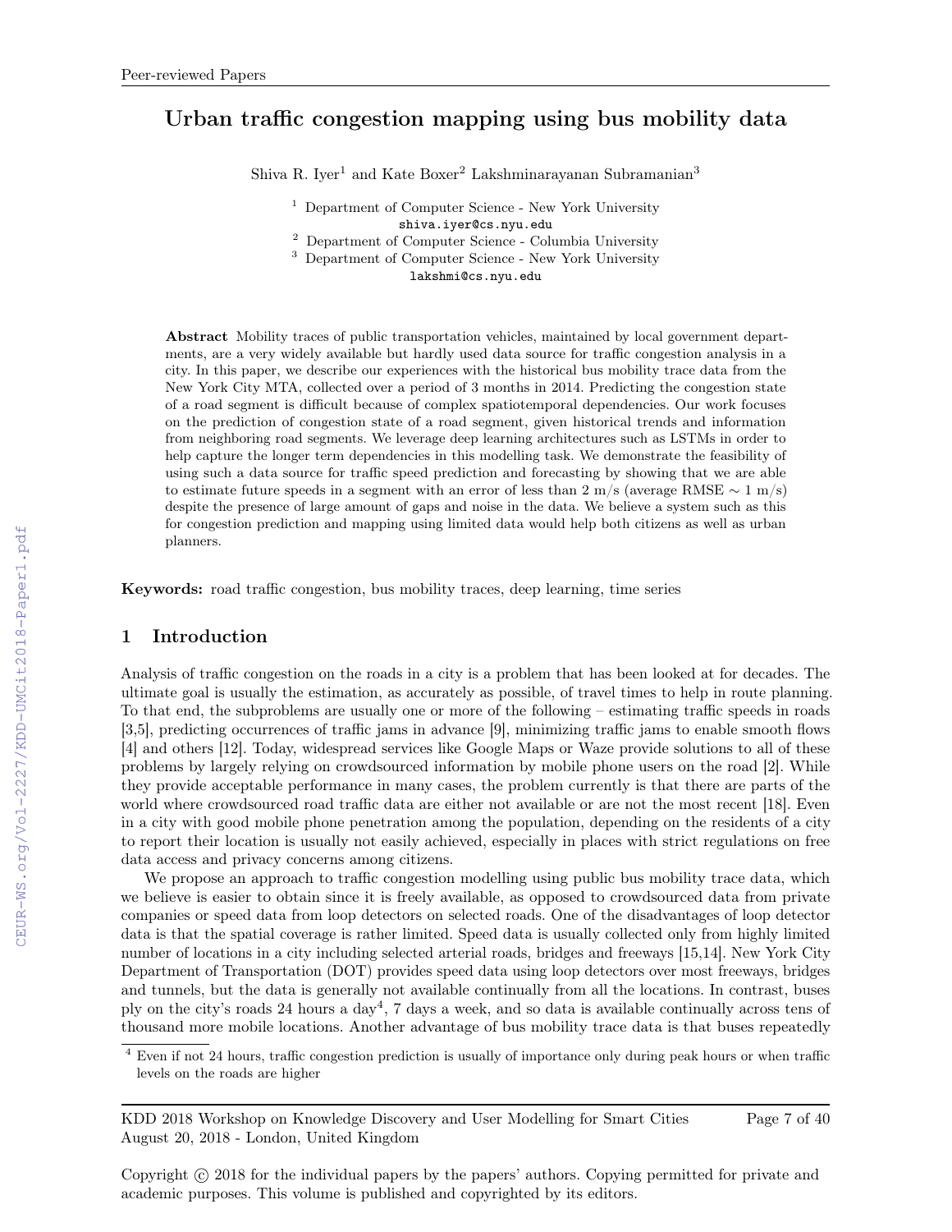# Urban traffic congestion mapping using bus mobility data

Shiva R. Iyer[1] and Kate Boxer[2] Lakshminarayanan Subramanian[3]

[1] Department of Computer Science - New York University
shiva.iyer@cs.nyu.edu
[2] Department of Computer Science - Columbia University
[3] Department of Computer Science - New York University
lakshmi@cs.nyu.edu

**Abstract** Mobility traces of public transportation vehicles, maintained by local government departments, are a very widely available but hardly used data source for traffic congestion analysis in a city. In this paper, we describe our experiences with the historical bus mobility trace data from the New York City MTA, collected over a period of 3 months in 2014. Predicting the congestion state of a road segment is difficult because of complex spatiotemporal dependencies. Our work focuses on the prediction of congestion state of a road segment, given historical trends and information from neighboring road segments. We leverage deep learning architectures such as LSTMs in order to help capture the longer term dependencies in this modelling task. We demonstrate the feasibility of using such a data source for traffic speed prediction and forecasting by showing that we are able to estimate future speeds in a segment with an error of less than 2 m/s (average RMSE $\sim$ 1 m/s) despite the presence of large amount of gaps and noise in the data. We believe a system such as this for congestion prediction and mapping using limited data would help both citizens as well as urban planners.

**Keywords:** road traffic congestion, bus mobility traces, deep learning, time series

## 1 Introduction

Analysis of traffic congestion on the roads in a city is a problem that has been looked at for decades. The ultimate goal is usually the estimation, as accurately as possible, of travel times to help in route planning. To that end, the subproblems are usually one or more of the following – estimating traffic speeds in roads [3,5], predicting occurrences of traffic jams in advance [9], minimizing traffic jams to enable smooth flows [4] and others [12]. Today, widespread services like Google Maps or Waze provide solutions to all of these problems by largely relying on crowdsourced information by mobile phone users on the road [2]. While they provide acceptable performance in many cases, the problem currently is that there are parts of the world where crowdsourced road traffic data are either not available or are not the most recent [18]. Even in a city with good mobile phone penetration among the population, depending on the residents of a city to report their location is usually not easily achieved, especially in places with strict regulations on free data access and privacy concerns among citizens.

We propose an approach to traffic congestion modelling using public bus mobility trace data, which we believe is easier to obtain since it is freely available, as opposed to crowdsourced data from private companies or speed data from loop detectors on selected roads. One of the disadvantages of loop detector data is that the spatial coverage is rather limited. Speed data is usually collected only from highly limited number of locations in a city including selected arterial roads, bridges and freeways [15,14]. New York City Department of Transportation (DOT) provides speed data using loop detectors over most freeways, bridges and tunnels, but the data is generally not available continually from all the locations. In contrast, buses ply on the city's roads 24 hours a day[4], 7 days a week, and so data is available continually across tens of thousand more mobile locations. Another advantage of bus mobility trace data is that buses repeatedly

[4] Even if not 24 hours, traffic congestion prediction is usually of importance only during peak hours or when traffic levels on the roads are higher

Copyright © 2018 for the individual papers by the papers' authors. Copying permitted for private and academic purposes. This volume is published and copyrighted by its editors.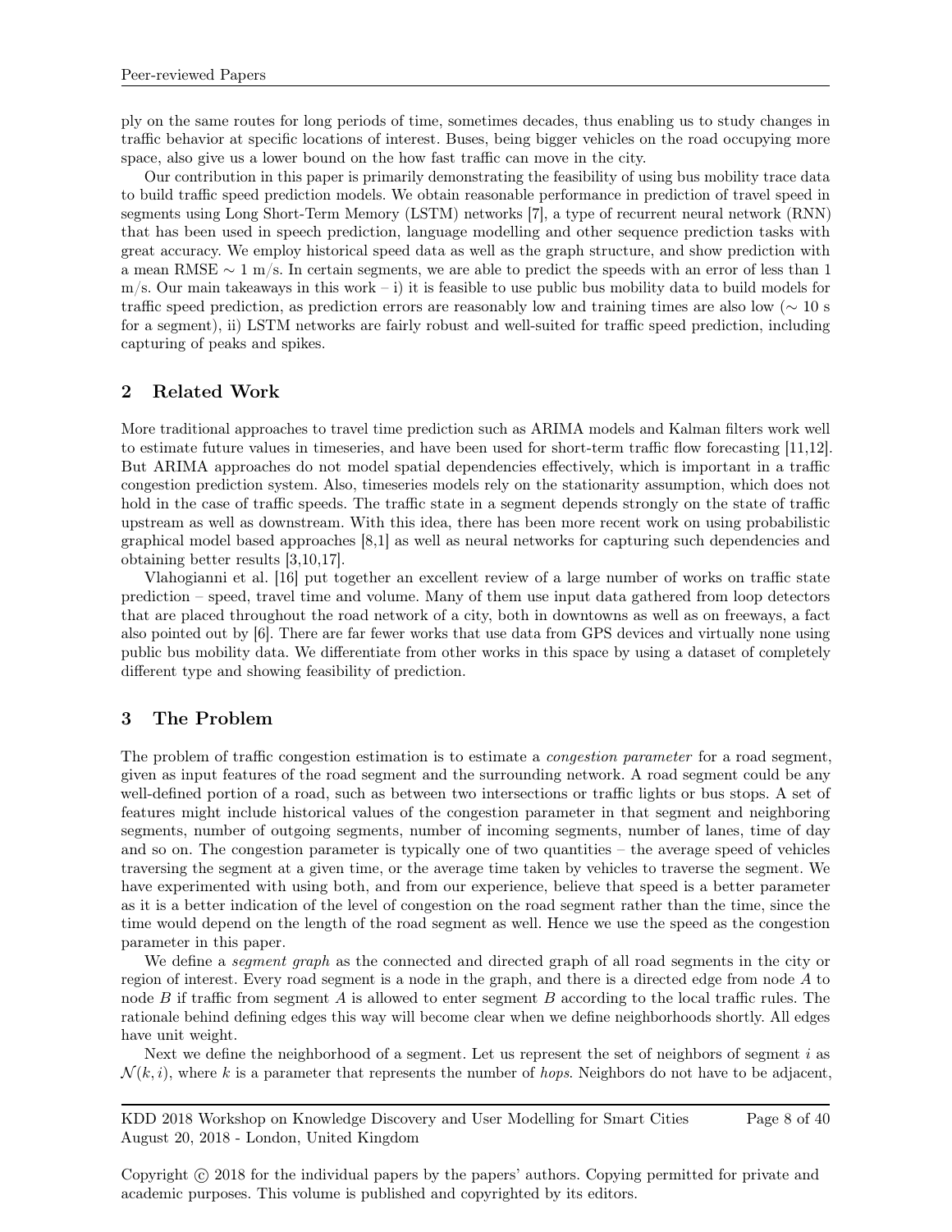ply on the same routes for long periods of time, sometimes decades, thus enabling us to study changes in traffic behavior at specific locations of interest. Buses, being bigger vehicles on the road occupying more space, also give us a lower bound on the how fast traffic can move in the city.

Our contribution in this paper is primarily demonstrating the feasibility of using bus mobility trace data to build traffic speed prediction models. We obtain reasonable performance in prediction of travel speed in segments using Long Short-Term Memory (LSTM) networks [7], a type of recurrent neural network (RNN) that has been used in speech prediction, language modelling and other sequence prediction tasks with great accuracy. We employ historical speed data as well as the graph structure, and show prediction with a mean RMSE $\sim 1$ m/s. In certain segments, we are able to predict the speeds with an error of less than 1 m/s. Our main takeaways in this work – i) it is feasible to use public bus mobility data to build models for traffic speed prediction, as prediction errors are reasonably low and training times are also low ($\sim 10$ s for a segment), ii) LSTM networks are fairly robust and well-suited for traffic speed prediction, including capturing of peaks and spikes.

## 2 Related Work

More traditional approaches to travel time prediction such as ARIMA models and Kalman filters work well to estimate future values in timeseries, and have been used for short-term traffic flow forecasting [11,12]. But ARIMA approaches do not model spatial dependencies effectively, which is important in a traffic congestion prediction system. Also, timeseries models rely on the stationarity assumption, which does not hold in the case of traffic speeds. The traffic state in a segment depends strongly on the state of traffic upstream as well as downstream. With this idea, there has been more recent work on using probabilistic graphical model based approaches [8,1] as well as neural networks for capturing such dependencies and obtaining better results [3,10,17].

Vlahogianni et al. [16] put together an excellent review of a large number of works on traffic state prediction – speed, travel time and volume. Many of them use input data gathered from loop detectors that are placed throughout the road network of a city, both in downtowns as well as on freeways, a fact also pointed out by [6]. There are far fewer works that use data from GPS devices and virtually none using public bus mobility data. We differentiate from other works in this space by using a dataset of completely different type and showing feasibility of prediction.

## 3 The Problem

The problem of traffic congestion estimation is to estimate a *congestion parameter* for a road segment, given as input features of the road segment and the surrounding network. A road segment could be any well-defined portion of a road, such as between two intersections or traffic lights or bus stops. A set of features might include historical values of the congestion parameter in that segment and neighboring segments, number of outgoing segments, number of incoming segments, number of lanes, time of day and so on. The congestion parameter is typically one of two quantities – the average speed of vehicles traversing the segment at a given time, or the average time taken by vehicles to traverse the segment. We have experimented with using both, and from our experience, believe that speed is a better parameter as it is a better indication of the level of congestion on the road segment rather than the time, since the time would depend on the length of the road segment as well. Hence we use the speed as the congestion parameter in this paper.

We define a *segment graph* as the connected and directed graph of all road segments in the city or region of interest. Every road segment is a node in the graph, and there is a directed edge from node $A$ to node $B$ if traffic from segment $A$ is allowed to enter segment $B$ according to the local traffic rules. The rationale behind defining edges this way will become clear when we define neighborhoods shortly. All edges have unit weight.

Next we define the neighborhood of a segment. Let us represent the set of neighbors of segment $i$ as $\mathcal{N}(k, i)$, where $k$ is a parameter that represents the number of *hops*. Neighbors do not have to be adjacent,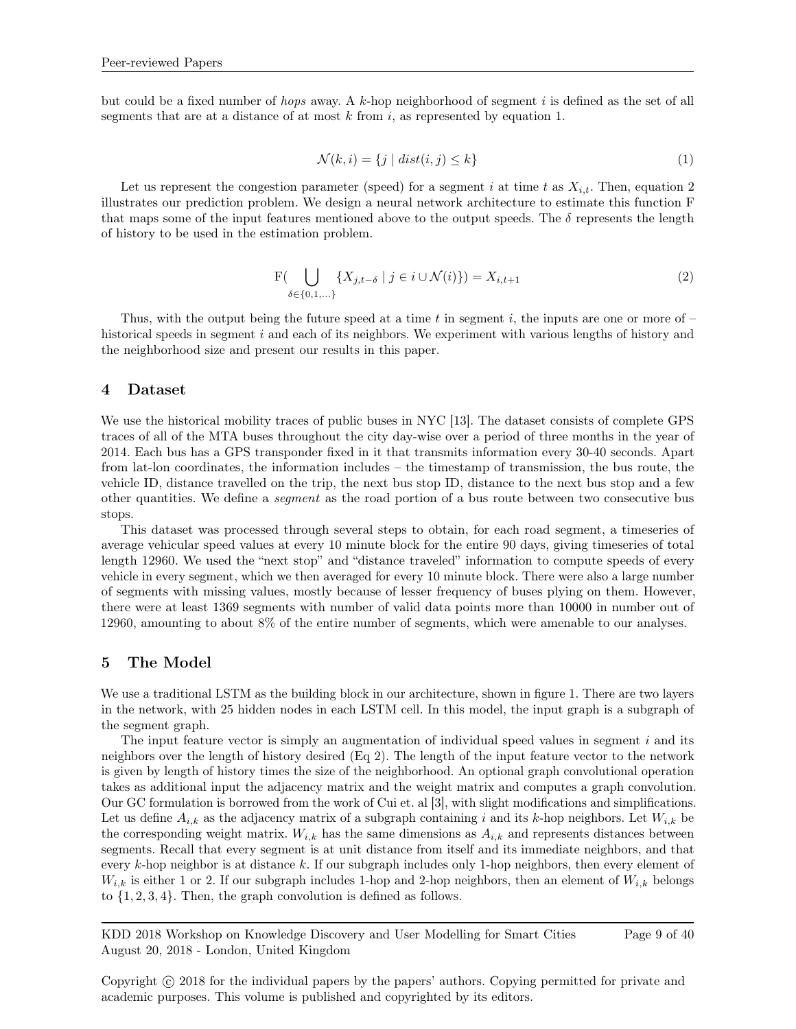but could be a fixed number of *hops* away. A $k$-hop neighborhood of segment $i$ is defined as the set of all segments that are at a distance of at most $k$ from $i$, as represented by equation 1.

$$\mathcal{N}(k, i) = \{j \mid dist(i, j) \leq k\} \tag{1}$$

Let us represent the congestion parameter (speed) for a segment $i$ at time $t$ as $X_{i,t}$. Then, equation 2 illustrates our prediction problem. We design a neural network architecture to estimate this function F that maps some of the input features mentioned above to the output speeds. The $\delta$ represents the length of history to be used in the estimation problem.

$$\mathrm{F}\Big( \bigcup_{\delta \in \{0,1,\ldots\}} \{X_{j,t-\delta} \mid j \in i \cup \mathcal{N}(i)\}\Big) = X_{i,t+1} \tag{2}$$

Thus, with the output being the future speed at a time $t$ in segment $i$, the inputs are one or more of – historical speeds in segment $i$ and each of its neighbors. We experiment with various lengths of history and the neighborhood size and present our results in this paper.

## 4 Dataset

We use the historical mobility traces of public buses in NYC [13]. The dataset consists of complete GPS traces of all of the MTA buses throughout the city day-wise over a period of three months in the year of 2014. Each bus has a GPS transponder fixed in it that transmits information every 30-40 seconds. Apart from lat-lon coordinates, the information includes – the timestamp of transmission, the bus route, the vehicle ID, distance travelled on the trip, the next bus stop ID, distance to the next bus stop and a few other quantities. We define a *segment* as the road portion of a bus route between two consecutive bus stops.

This dataset was processed through several steps to obtain, for each road segment, a timeseries of average vehicular speed values at every 10 minute block for the entire 90 days, giving timeseries of total length 12960. We used the "next stop" and "distance traveled" information to compute speeds of every vehicle in every segment, which we then averaged for every 10 minute block. There were also a large number of segments with missing values, mostly because of lesser frequency of buses plying on them. However, there were at least 1369 segments with number of valid data points more than 10000 in number out of 12960, amounting to about 8% of the entire number of segments, which were amenable to our analyses.

## 5 The Model

We use a traditional LSTM as the building block in our architecture, shown in figure 1. There are two layers in the network, with 25 hidden nodes in each LSTM cell. In this model, the input graph is a subgraph of the segment graph.

The input feature vector is simply an augmentation of individual speed values in segment $i$ and its neighbors over the length of history desired (Eq 2). The length of the input feature vector to the network is given by length of history times the size of the neighborhood. An optional graph convolutional operation takes as additional input the adjacency matrix and the weight matrix and computes a graph convolution. Our GC formulation is borrowed from the work of Cui et. al [3], with slight modifications and simplifications. Let us define $A_{i,k}$ as the adjacency matrix of a subgraph containing $i$ and its $k$-hop neighbors. Let $W_{i,k}$ be the corresponding weight matrix. $W_{i,k}$ has the same dimensions as $A_{i,k}$ and represents distances between segments. Recall that every segment is at unit distance from itself and its immediate neighbors, and that every $k$-hop neighbor is at distance $k$. If our subgraph includes only 1-hop neighbors, then every element of $W_{i,k}$ is either 1 or 2. If our subgraph includes 1-hop and 2-hop neighbors, then an element of $W_{i,k}$ belongs to $\{1, 2, 3, 4\}$. Then, the graph convolution is defined as follows.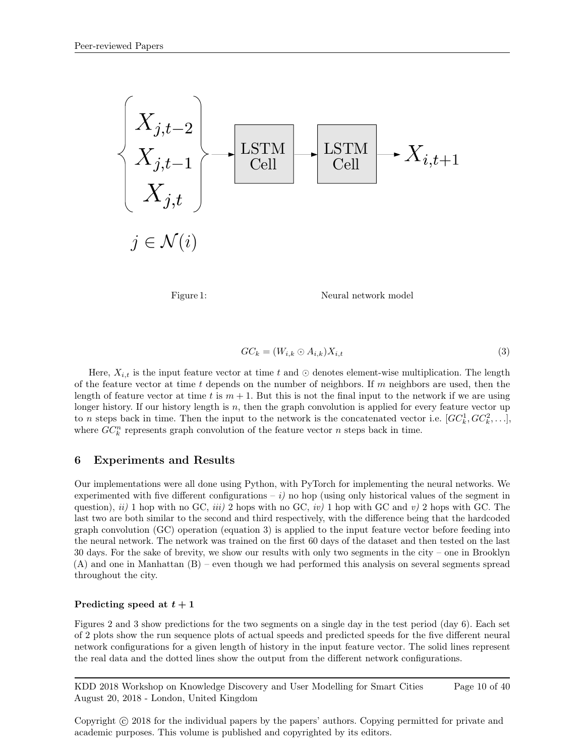Figure 1: Neural network model

$$GC_k = (W_{i,k} \odot A_{i,k})X_{i,t} \tag{3}$$

Here, $X_{i,t}$ is the input feature vector at time $t$ and $\odot$ denotes element-wise multiplication. The length of the feature vector at time $t$ depends on the number of neighbors. If $m$ neighbors are used, then the length of feature vector at time $t$ is $m + 1$. But this is not the final input to the network if we are using longer history. If our history length is $n$, then the graph convolution is applied for every feature vector up to $n$ steps back in time. Then the input to the network is the concatenated vector i.e. $[GC_k^1, GC_k^2, \ldots]$, where $GC_k^n$ represents graph convolution of the feature vector $n$ steps back in time.

## 6 Experiments and Results

Our implementations were all done using Python, with PyTorch for implementing the neural networks. We experimented with five different configurations – *i)* no hop (using only historical values of the segment in question), *ii)* 1 hop with no GC, *iii)* 2 hops with no GC, *iv)* 1 hop with GC and *v)* 2 hops with GC. The last two are both similar to the second and third respectively, with the difference being that the hardcoded graph convolution (GC) operation (equation 3) is applied to the input feature vector before feeding into the neural network. The network was trained on the first 60 days of the dataset and then tested on the last 30 days. For the sake of brevity, we show our results with only two segments in the city – one in Brooklyn (A) and one in Manhattan (B) – even though we had performed this analysis on several segments spread throughout the city.

### Predicting speed at $t + 1$

Figures 2 and 3 show predictions for the two segments on a single day in the test period (day 6). Each set of 2 plots show the run sequence plots of actual speeds and predicted speeds for the five different neural network configurations for a given length of history in the input feature vector. The solid lines represent the real data and the dotted lines show the output from the different network configurations.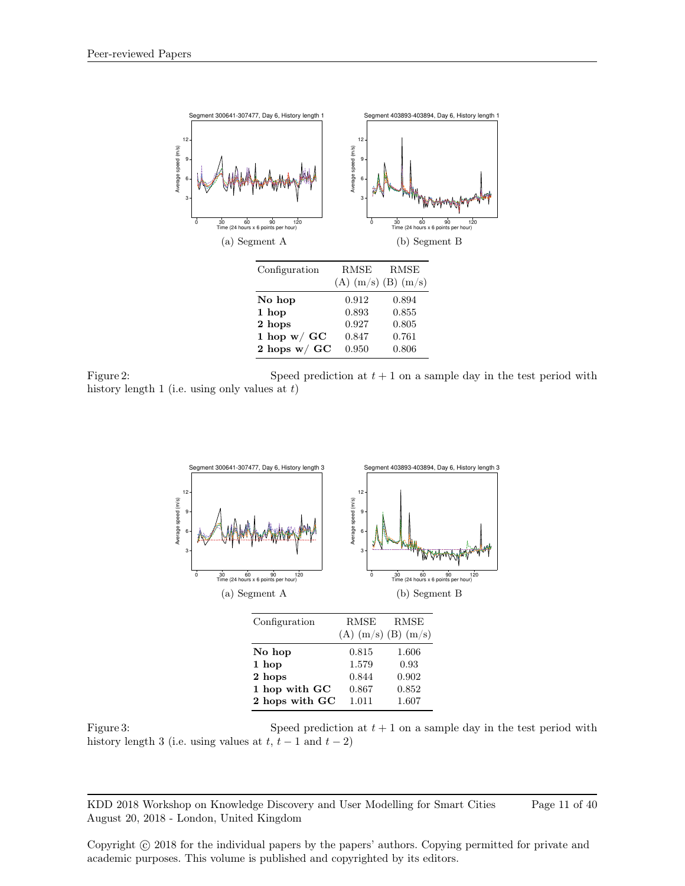(a) Segment A

(b) Segment B

| Configuration | RMSE (A) (m/s) | RMSE (B) (m/s) |
|---|---|---|
| **No hop** | 0.912 | 0.894 |
| **1 hop** | 0.893 | 0.855 |
| **2 hops** | 0.927 | 0.805 |
| **1 hop w/ GC** | 0.847 | 0.761 |
| **2 hops w/ GC** | 0.950 | 0.806 |

Figure 2: Speed prediction at $t + 1$ on a sample day in the test period with history length 1 (i.e. using only values at $t$)

(a) Segment A

(b) Segment B

| Configuration | RMSE (A) (m/s) | RMSE (B) (m/s) |
|---|---|---|
| **No hop** | 0.815 | 1.606 |
| **1 hop** | 1.579 | 0.93 |
| **2 hops** | 0.844 | 0.902 |
| **1 hop with GC** | 0.867 | 0.852 |
| **2 hops with GC** | 1.011 | 1.607 |

Figure 3: Speed prediction at $t + 1$ on a sample day in the test period with history length 3 (i.e. using values at $t$, $t - 1$ and $t - 2$)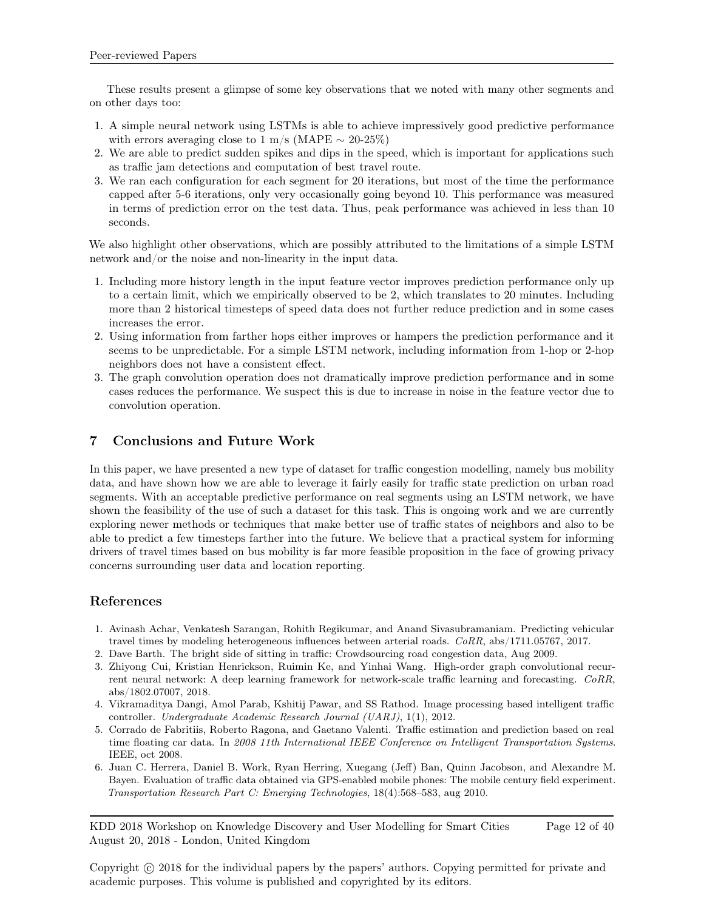These results present a glimpse of some key observations that we noted with many other segments and on other days too:

1. A simple neural network using LSTMs is able to achieve impressively good predictive performance with errors averaging close to 1 m/s (MAPE $\sim$ 20-25%)
2. We are able to predict sudden spikes and dips in the speed, which is important for applications such as traffic jam detections and computation of best travel route.
3. We ran each configuration for each segment for 20 iterations, but most of the time the performance capped after 5-6 iterations, only very occasionally going beyond 10. This performance was measured in terms of prediction error on the test data. Thus, peak performance was achieved in less than 10 seconds.

We also highlight other observations, which are possibly attributed to the limitations of a simple LSTM network and/or the noise and non-linearity in the input data.

1. Including more history length in the input feature vector improves prediction performance only up to a certain limit, which we empirically observed to be 2, which translates to 20 minutes. Including more than 2 historical timesteps of speed data does not further reduce prediction and in some cases increases the error.
2. Using information from farther hops either improves or hampers the prediction performance and it seems to be unpredictable. For a simple LSTM network, including information from 1-hop or 2-hop neighbors does not have a consistent effect.
3. The graph convolution operation does not dramatically improve prediction performance and in some cases reduces the performance. We suspect this is due to increase in noise in the feature vector due to convolution operation.

## 7 Conclusions and Future Work

In this paper, we have presented a new type of dataset for traffic congestion modelling, namely bus mobility data, and have shown how we are able to leverage it fairly easily for traffic state prediction on urban road segments. With an acceptable predictive performance on real segments using an LSTM network, we have shown the feasibility of the use of such a dataset for this task. This is ongoing work and we are currently exploring newer methods or techniques that make better use of traffic states of neighbors and also to be able to predict a few timesteps farther into the future. We believe that a practical system for informing drivers of travel times based on bus mobility is far more feasible proposition in the face of growing privacy concerns surrounding user data and location reporting.

## References

1. Avinash Achar, Venkatesh Sarangan, Rohith Regikumar, and Anand Sivasubramaniam. Predicting vehicular travel times by modeling heterogeneous influences between arterial roads. *CoRR*, abs/1711.05767, 2017.
2. Dave Barth. The bright side of sitting in traffic: Crowdsourcing road congestion data, Aug 2009.
3. Zhiyong Cui, Kristian Henrickson, Ruimin Ke, and Yinhai Wang. High-order graph convolutional recurrent neural network: A deep learning framework for network-scale traffic learning and forecasting. *CoRR*, abs/1802.07007, 2018.
4. Vikramaditya Dangi, Amol Parab, Kshitij Pawar, and SS Rathod. Image processing based intelligent traffic controller. *Undergraduate Academic Research Journal (UARJ)*, 1(1), 2012.
5. Corrado de Fabritiis, Roberto Ragona, and Gaetano Valenti. Traffic estimation and prediction based on real time floating car data. In *2008 11th International IEEE Conference on Intelligent Transportation Systems*. IEEE, oct 2008.
6. Juan C. Herrera, Daniel B. Work, Ryan Herring, Xuegang (Jeff) Ban, Quinn Jacobson, and Alexandre M. Bayen. Evaluation of traffic data obtained via GPS-enabled mobile phones: The mobile century field experiment. *Transportation Research Part C: Emerging Technologies*, 18(4):568–583, aug 2010.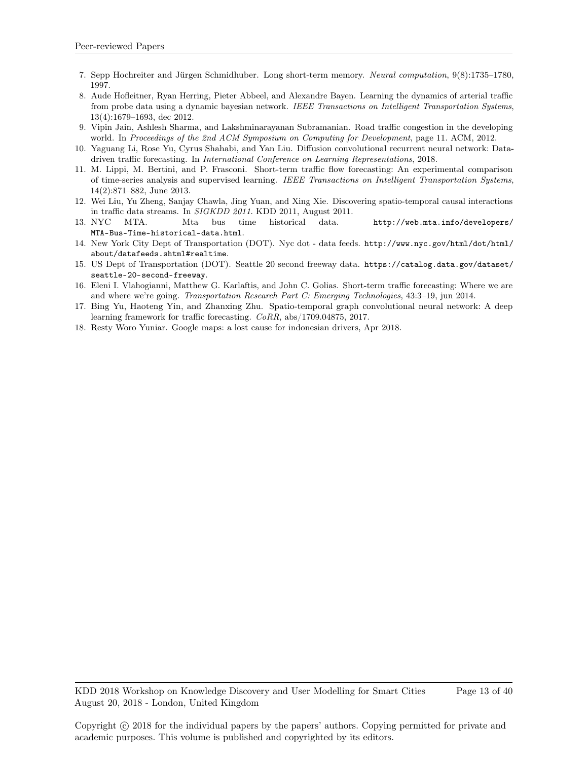7. Sepp Hochreiter and Jürgen Schmidhuber. Long short-term memory. *Neural computation*, 9(8):1735–1780, 1997.
8. Aude Hofleitner, Ryan Herring, Pieter Abbeel, and Alexandre Bayen. Learning the dynamics of arterial traffic from probe data using a dynamic bayesian network. *IEEE Transactions on Intelligent Transportation Systems*, 13(4):1679–1693, dec 2012.
9. Vipin Jain, Ashlesh Sharma, and Lakshminarayanan Subramanian. Road traffic congestion in the developing world. In *Proceedings of the 2nd ACM Symposium on Computing for Development*, page 11. ACM, 2012.
10. Yaguang Li, Rose Yu, Cyrus Shahabi, and Yan Liu. Diffusion convolutional recurrent neural network: Data-driven traffic forecasting. In *International Conference on Learning Representations*, 2018.
11. M. Lippi, M. Bertini, and P. Frasconi. Short-term traffic flow forecasting: An experimental comparison of time-series analysis and supervised learning. *IEEE Transactions on Intelligent Transportation Systems*, 14(2):871–882, June 2013.
12. Wei Liu, Yu Zheng, Sanjay Chawla, Jing Yuan, and Xing Xie. Discovering spatio-temporal causal interactions in traffic data streams. In *SIGKDD 2011*. KDD 2011, August 2011.
13. NYC MTA. Mta bus time historical data. `http://web.mta.info/developers/MTA-Bus-Time-historical-data.html`.
14. New York City Dept of Transportation (DOT). Nyc dot - data feeds. `http://www.nyc.gov/html/dot/html/about/datafeeds.shtml#realtime`.
15. US Dept of Transportation (DOT). Seattle 20 second freeway data. `https://catalog.data.gov/dataset/seattle-20-second-freeway`.
16. Eleni I. Vlahogianni, Matthew G. Karlaftis, and John C. Golias. Short-term traffic forecasting: Where we are and where we're going. *Transportation Research Part C: Emerging Technologies*, 43:3–19, jun 2014.
17. Bing Yu, Haoteng Yin, and Zhanxing Zhu. Spatio-temporal graph convolutional neural network: A deep learning framework for traffic forecasting. *CoRR*, abs/1709.04875, 2017.
18. Resty Woro Yuniar. Google maps: a lost cause for indonesian drivers, Apr 2018.